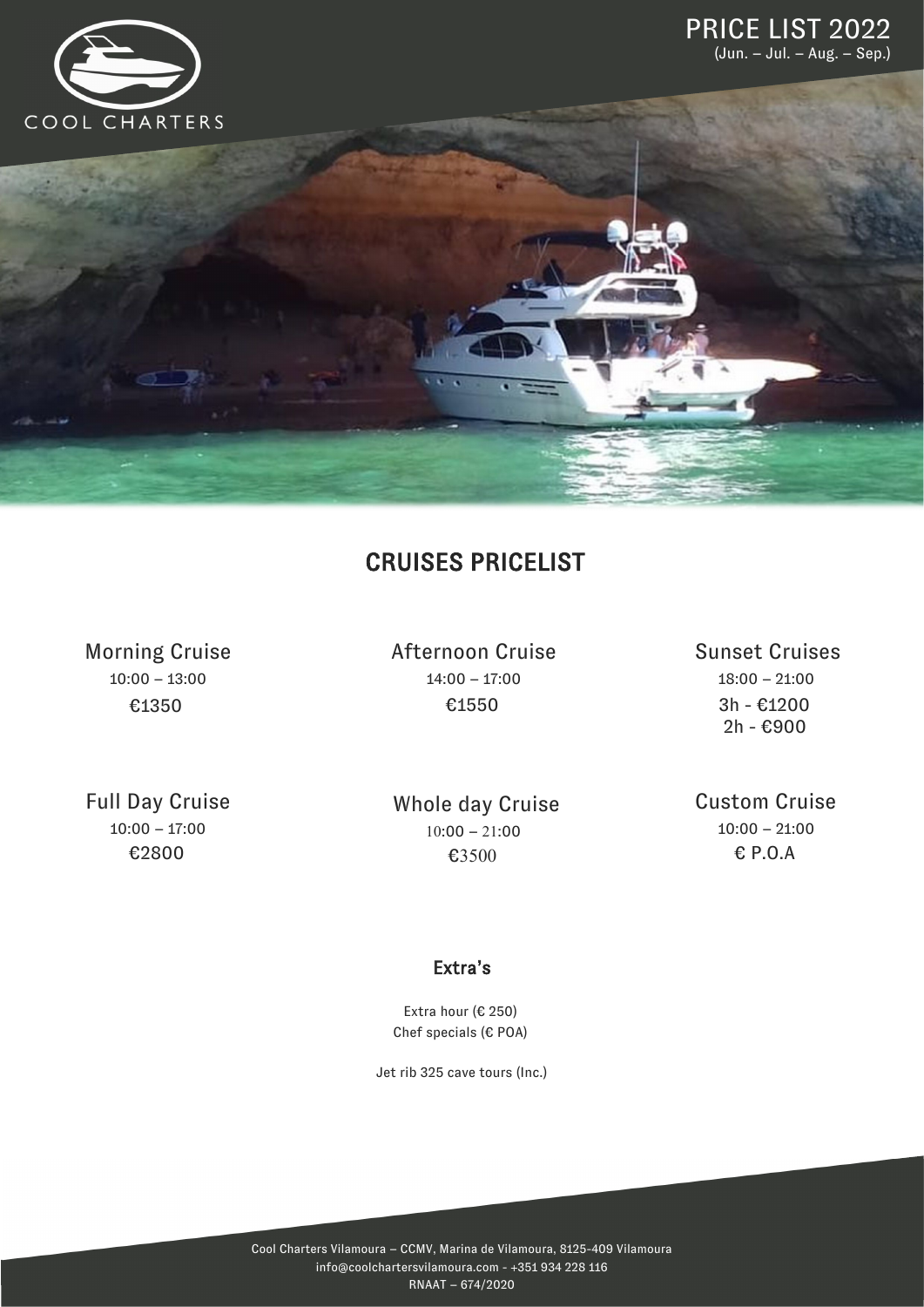COOL CHARTERS

# PRICE LIST 2022

(Jun. – Jul. – Aug. – Sep.)

## CRUISES PRICELIST

### Morning Cruise

10:00 – 13:00

€1350

### Afternoon Cruise

14:00 – 17:00

€1550

### Sunset Cruises

18:00 – 21:00

3h - €1200

2h - €900

### Full Day Cruise

10:00 – 17:00

€2800

### Whole day Cruise

10:00 – 21:00

€3500

### Custom Cruise

10:00 – 21:00

€ P.O.A

### Extra's

Extra hour (€ 250)

Chef specials (€ POA)

Jet rib 325 cave tours (Inc.)

Cool Charters Vilamoura – CCMV, Marina de Vilamoura, 8125-409 Vilamoura

info@coolchartersvilamoura.com - +351 934 228 116

RNAAT – 674/2020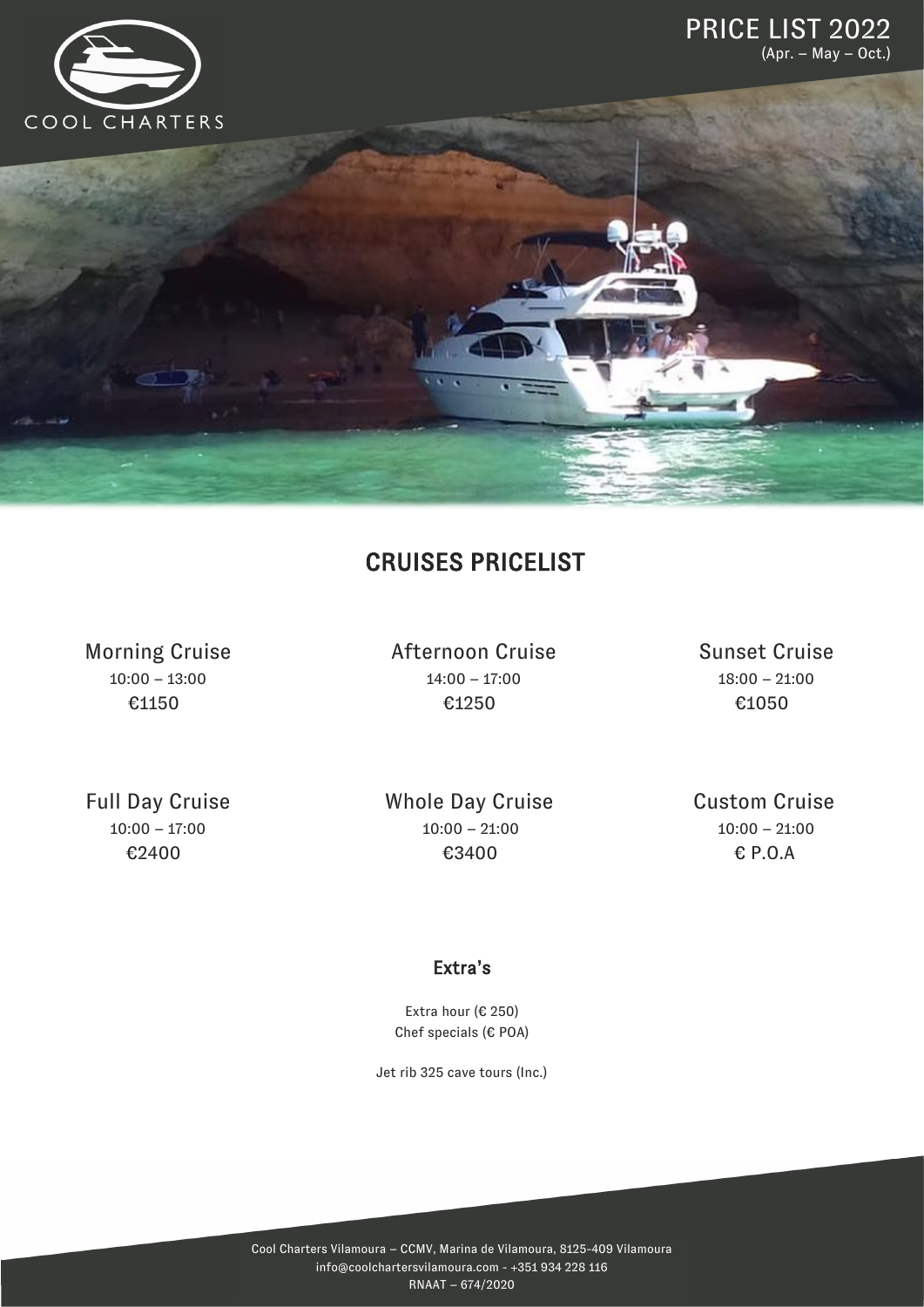COOL CHARTERS

PRICE LIST 2022
(Apr. – May – Oct.)

## CRUISES PRICELIST

Morning Cruise
10:00 – 13:00
€1150

Afternoon Cruise
14:00 – 17:00
€1250

Sunset Cruise
18:00 – 21:00
€1050

Full Day Cruise
10:00 – 17:00
€2400

Whole Day Cruise
10:00 – 21:00
€3400

Custom Cruise
10:00 – 21:00
€ P.O.A

### Extra's

Extra hour (€ 250)
Chef specials (€ POA)

Jet rib 325 cave tours (Inc.)

Cool Charters Vilamoura – CCMV, Marina de Vilamoura, 8125-409 Vilamoura
info@coolchartersvilamoura.com - +351 934 228 116
RNAAT – 674/2020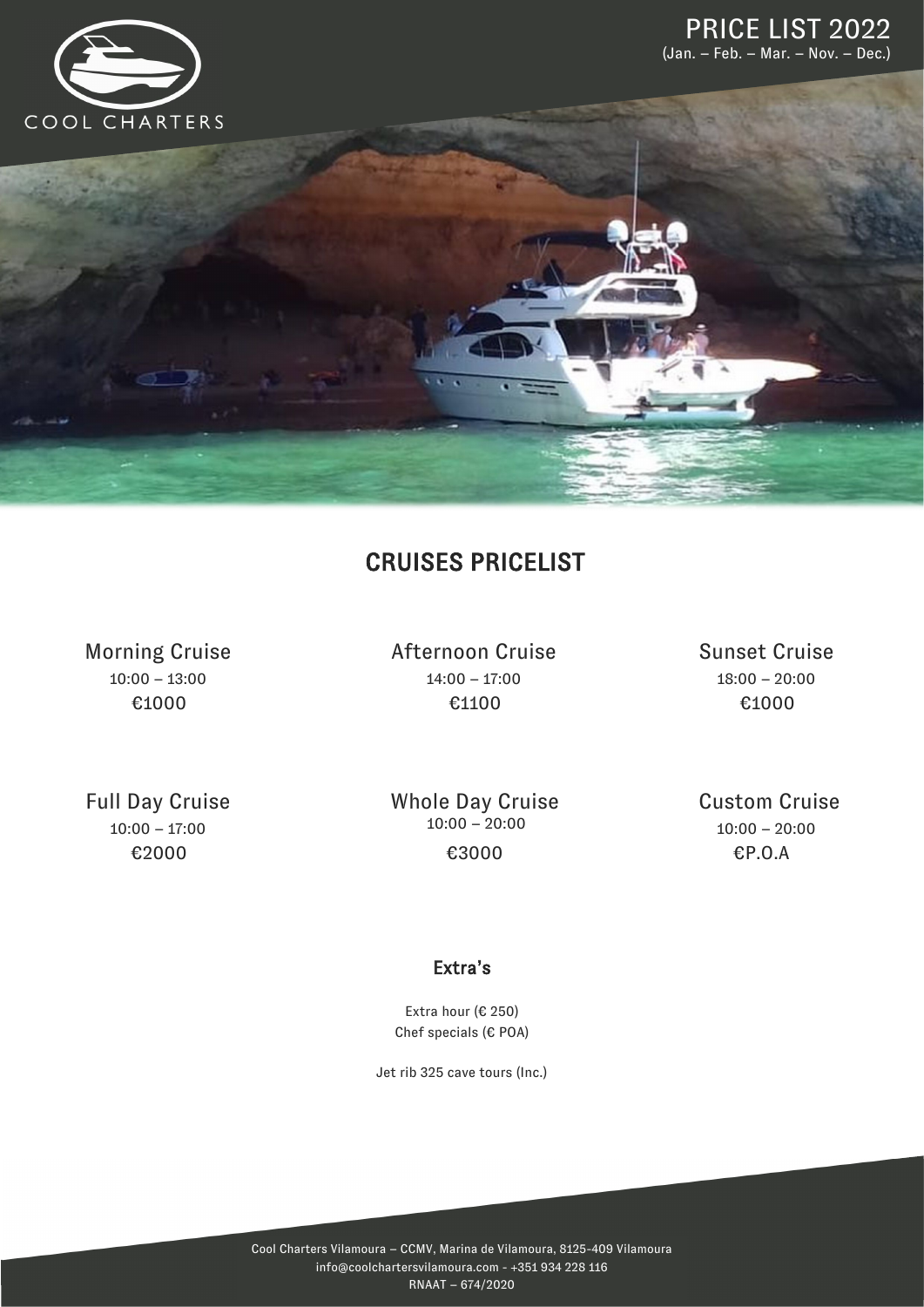COOL CHARTERS

# PRICE LIST 2022

(Jan. – Feb. – Mar. – Nov. – Dec.)

## CRUISES PRICELIST

**Morning Cruise**
10:00 – 13:00
€1000

**Afternoon Cruise**
14:00 – 17:00
€1100

**Sunset Cruise**
18:00 – 20:00
€1000

**Full Day Cruise**
10:00 – 17:00
€2000

**Whole Day Cruise**
10:00 – 20:00
€3000

**Custom Cruise**
10:00 – 20:00
€P.O.A

### Extra's

Extra hour (€ 250)
Chef specials (€ POA)

Jet rib 325 cave tours (Inc.)

Cool Charters Vilamoura – CCMV, Marina de Vilamoura, 8125-409 Vilamoura
info@coolchartersvilamoura.com - +351 934 228 116
RNAAT – 674/2020